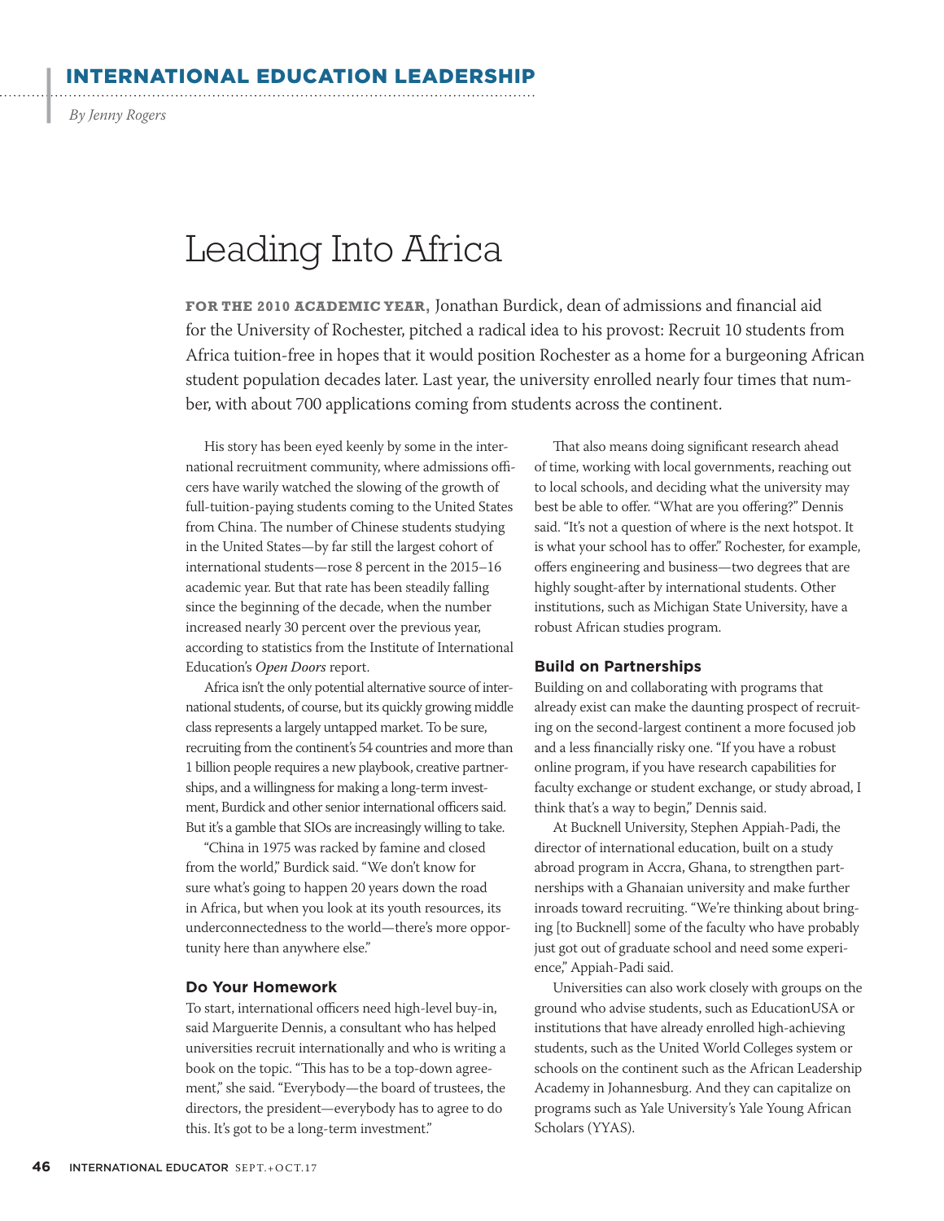# Leading Into Africa

*By Jenny Rogers*

**FOR THE 2010 ACADEMIC YEAR,** Jonathan Burdick, dean of admissions and financial aid for the University of Rochester, pitched a radical idea to his provost: Recruit 10 students from Africa tuition-free in hopes that it would position Rochester as a home for a burgeoning African student population decades later. Last year, the university enrolled nearly four times that number, with about 700 applications coming from students across the continent.

His story has been eyed keenly by some in the international recruitment community, where admissions officers have warily watched the slowing of the growth of full-tuition-paying students coming to the United States from China. The number of Chinese students studying in the United States—by far still the largest cohort of international students—rose 8 percent in the 2015–16 academic year. But that rate has been steadily falling since the beginning of the decade, when the number increased nearly 30 percent over the previous year, according to statistics from the Institute of International Education's *Open Doors* report.

Africa isn't the only potential alternative source of international students, of course, but its quickly growing middle class represents a largely untapped market. To be sure, recruiting from the continent's 54 countries and more than 1 billion people requires a new playbook, creative partnerships, and a willingness for making a long-term investment, Burdick and other senior international officers said. But it's a gamble that SIOs are increasingly willing to take.

"China in 1975 was racked by famine and closed from the world," Burdick said. "We don't know for sure what's going to happen 20 years down the road in Africa, but when you look at its youth resources, its underconnectedness to the world—there's more opportunity here than anywhere else."

### Do Your Homework

To start, international officers need high-level buy-in, said Marguerite Dennis, a consultant who has helped universities recruit internationally and who is writing a book on the topic. "This has to be a top-down agreement," she said. "Everybody—the board of trustees, the directors, the president—everybody has to agree to do this. It's got to be a long-term investment."

That also means doing significant research ahead of time, working with local governments, reaching out to local schools, and deciding what the university may best be able to offer. "What are you offering?" Dennis said. "It's not a question of where is the next hotspot. It is what your school has to offer." Rochester, for example, offers engineering and business—two degrees that are highly sought-after by international students. Other institutions, such as Michigan State University, have a robust African studies program.

### Build on Partnerships

Building on and collaborating with programs that already exist can make the daunting prospect of recruiting on the second-largest continent a more focused job and a less financially risky one. "If you have a robust online program, if you have research capabilities for faculty exchange or student exchange, or study abroad, I think that's a way to begin," Dennis said.

At Bucknell University, Stephen Appiah-Padi, the director of international education, built on a study abroad program in Accra, Ghana, to strengthen partnerships with a Ghanaian university and make further inroads toward recruiting. "We're thinking about bringing [to Bucknell] some of the faculty who have probably just got out of graduate school and need some experience," Appiah-Padi said.

Universities can also work closely with groups on the ground who advise students, such as EducationUSA or institutions that have already enrolled high-achieving students, such as the United World Colleges system or schools on the continent such as the African Leadership Academy in Johannesburg. And they can capitalize on programs such as Yale University's Yale Young African Scholars (YYAS).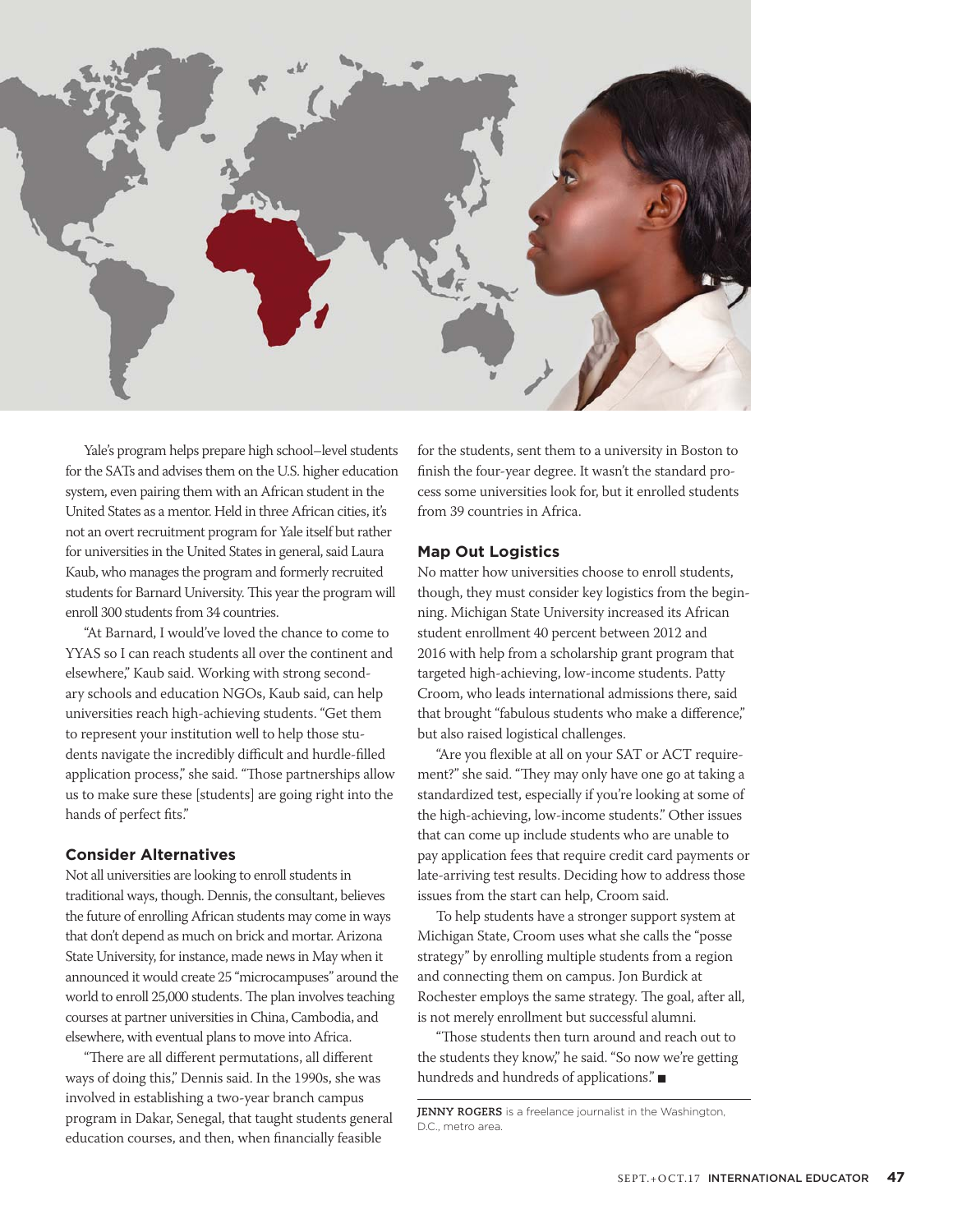Yale's program helps prepare high school–level students for the SATs and advises them on the U.S. higher education system, even pairing them with an African student in the United States as a mentor. Held in three African cities, it's not an overt recruitment program for Yale itself but rather for universities in the United States in general, said Laura Kaub, who manages the program and formerly recruited students for Barnard University. This year the program will enroll 300 students from 34 countries.

"At Barnard, I would've loved the chance to come to YYAS so I can reach students all over the continent and elsewhere," Kaub said. Working with strong secondary schools and education NGOs, Kaub said, can help universities reach high-achieving students. "Get them to represent your institution well to help those students navigate the incredibly difficult and hurdle-filled application process," she said. "Those partnerships allow us to make sure these [students] are going right into the hands of perfect fits."

### Consider Alternatives

Not all universities are looking to enroll students in traditional ways, though. Dennis, the consultant, believes the future of enrolling African students may come in ways that don't depend as much on brick and mortar. Arizona State University, for instance, made news in May when it announced it would create 25 "microcampuses" around the world to enroll 25,000 students. The plan involves teaching courses at partner universities in China, Cambodia, and elsewhere, with eventual plans to move into Africa.

"There are all different permutations, all different ways of doing this," Dennis said. In the 1990s, she was involved in establishing a two-year branch campus program in Dakar, Senegal, that taught students general education courses, and then, when financially feasible for the students, sent them to a university in Boston to finish the four-year degree. It wasn't the standard process some universities look for, but it enrolled students from 39 countries in Africa.

### Map Out Logistics

No matter how universities choose to enroll students, though, they must consider key logistics from the beginning. Michigan State University increased its African student enrollment 40 percent between 2012 and 2016 with help from a scholarship grant program that targeted high-achieving, low-income students. Patty Croom, who leads international admissions there, said that brought "fabulous students who make a difference," but also raised logistical challenges.

"Are you flexible at all on your SAT or ACT requirement?" she said. "They may only have one go at taking a standardized test, especially if you're looking at some of the high-achieving, low-income students." Other issues that can come up include students who are unable to pay application fees that require credit card payments or late-arriving test results. Deciding how to address those issues from the start can help, Croom said.

To help students have a stronger support system at Michigan State, Croom uses what she calls the "posse strategy" by enrolling multiple students from a region and connecting them on campus. Jon Burdick at Rochester employs the same strategy. The goal, after all, is not merely enrollment but successful alumni.

"Those students then turn around and reach out to the students they know," he said. "So now we're getting hundreds and hundreds of applications." ■

---

**JENNY ROGERS** is a freelance journalist in the Washington, D.C., metro area.